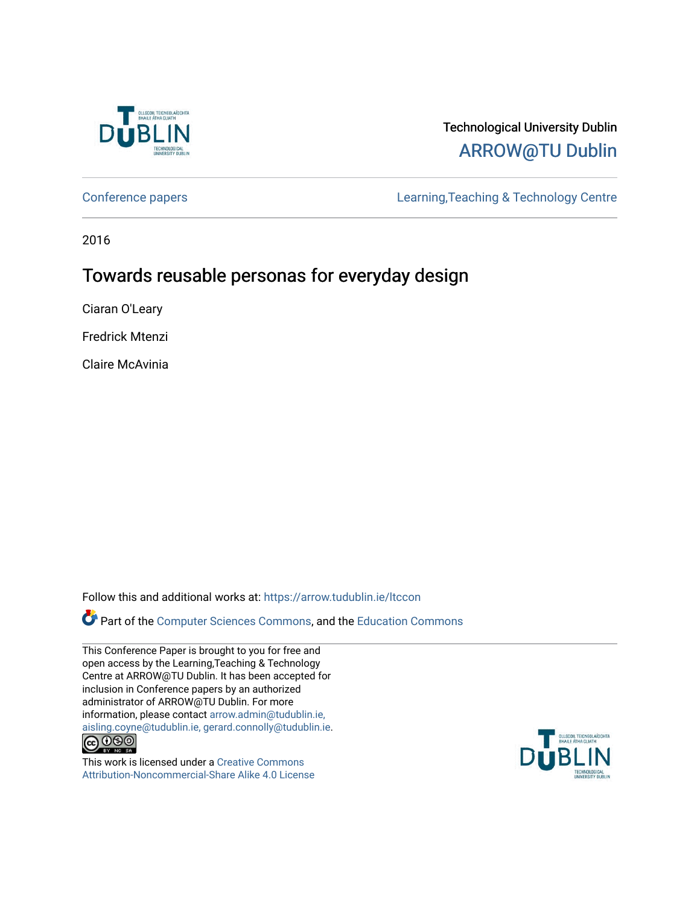Technological University Dublin

ARROW@TU Dublin

Conference papers | Learning,Teaching & Technology Centre

2016

# Towards reusable personas for everyday design

Ciaran O'Leary

Fredrick Mtenzi

Claire McAvinia

Follow this and additional works at: https://arrow.tudublin.ie/ltccon

Part of the Computer Sciences Commons, and the Education Commons

This Conference Paper is brought to you for free and open access by the Learning,Teaching & Technology Centre at ARROW@TU Dublin. It has been accepted for inclusion in Conference papers by an authorized administrator of ARROW@TU Dublin. For more information, please contact arrow.admin@tudublin.ie, aisling.coyne@tudublin.ie, gerard.connolly@tudublin.ie.

This work is licensed under a Creative Commons Attribution-Noncommercial-Share Alike 4.0 License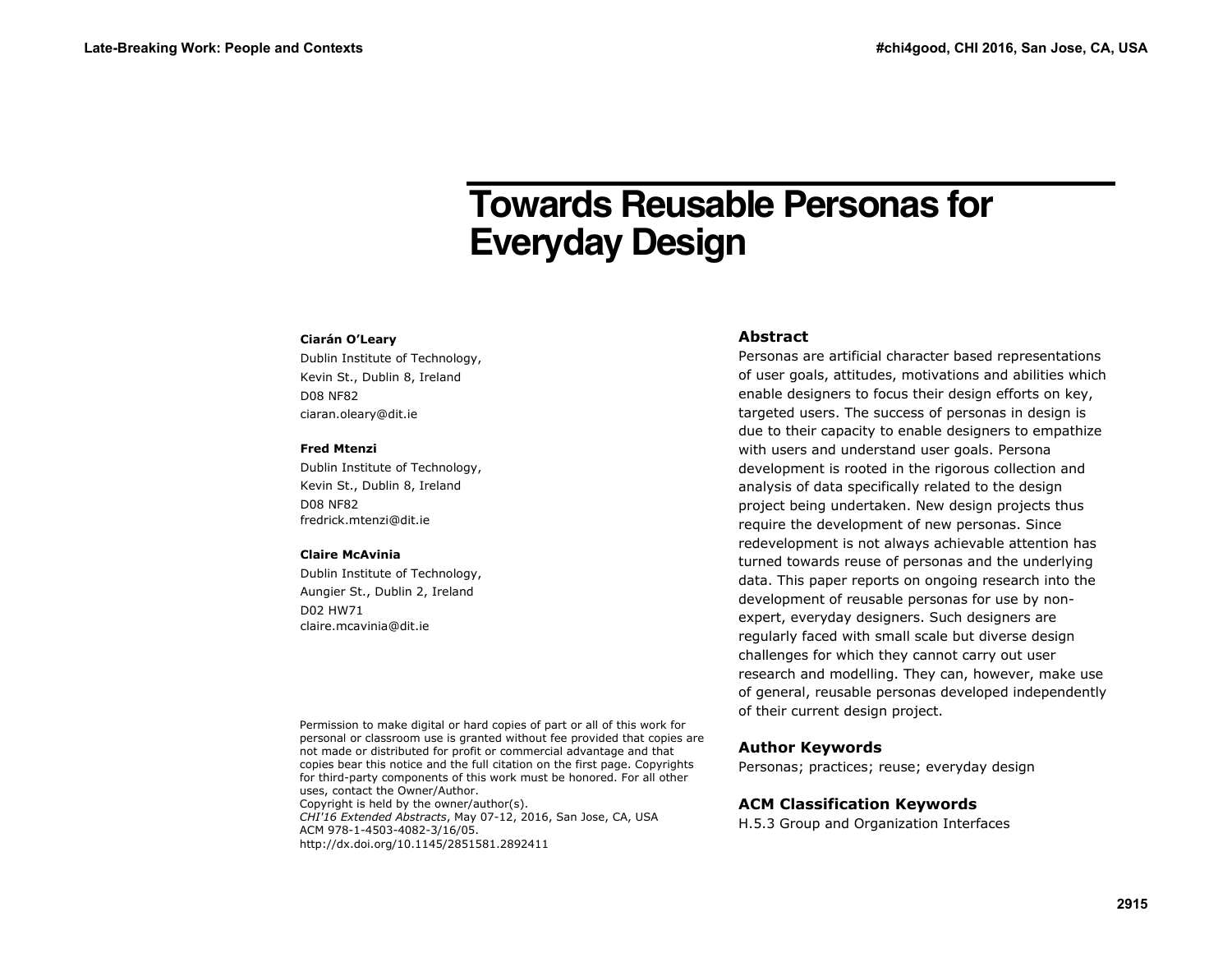# Towards Reusable Personas for Everyday Design

**Ciarán O'Leary**
Dublin Institute of Technology,
Kevin St., Dublin 8, Ireland
D08 NF82
ciaran.oleary@dit.ie

**Fred Mtenzi**
Dublin Institute of Technology,
Kevin St., Dublin 8, Ireland
D08 NF82
fredrick.mtenzi@dit.ie

**Claire McAvinia**
Dublin Institute of Technology,
Aungier St., Dublin 2, Ireland
D02 HW71
claire.mcavinia@dit.ie

Permission to make digital or hard copies of part or all of this work for personal or classroom use is granted without fee provided that copies are not made or distributed for profit or commercial advantage and that copies bear this notice and the full citation on the first page. Copyrights for third-party components of this work must be honored. For all other uses, contact the Owner/Author.
Copyright is held by the owner/author(s).
*CHI'16 Extended Abstracts*, May 07-12, 2016, San Jose, CA, USA
ACM 978-1-4503-4082-3/16/05.
http://dx.doi.org/10.1145/2851581.2892411

## Abstract

Personas are artificial character based representations of user goals, attitudes, motivations and abilities which enable designers to focus their design efforts on key, targeted users. The success of personas in design is due to their capacity to enable designers to empathize with users and understand user goals. Persona development is rooted in the rigorous collection and analysis of data specifically related to the design project being undertaken. New design projects thus require the development of new personas. Since redevelopment is not always achievable attention has turned towards reuse of personas and the underlying data. This paper reports on ongoing research into the development of reusable personas for use by non-expert, everyday designers. Such designers are regularly faced with small scale but diverse design challenges for which they cannot carry out user research and modelling. They can, however, make use of general, reusable personas developed independently of their current design project.

## Author Keywords

Personas; practices; reuse; everyday design

## ACM Classification Keywords

H.5.3 Group and Organization Interfaces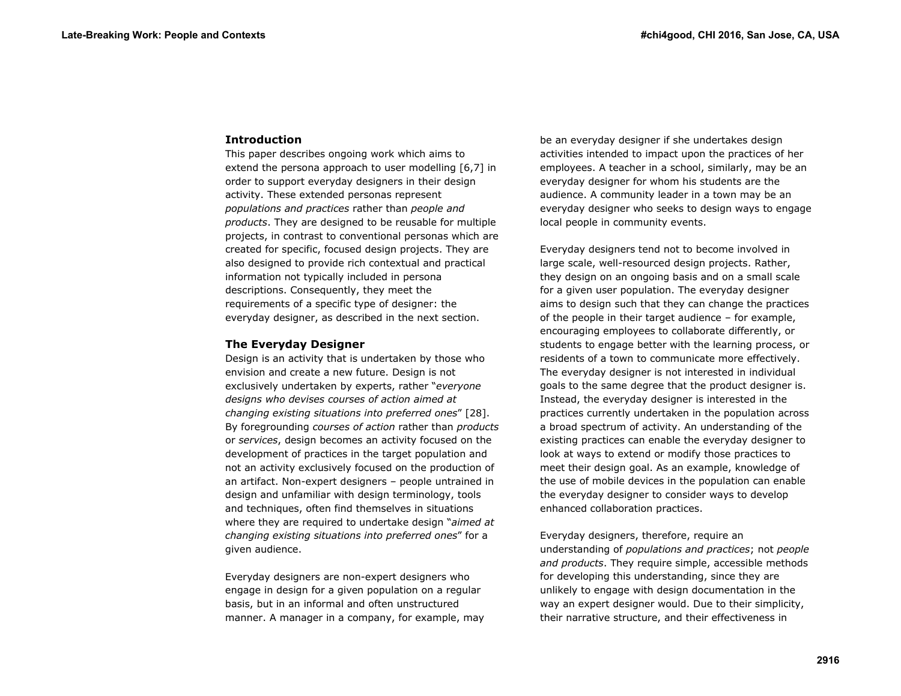## Introduction

This paper describes ongoing work which aims to extend the persona approach to user modelling [6,7] in order to support everyday designers in their design activity. These extended personas represent *populations and practices* rather than *people and products*. They are designed to be reusable for multiple projects, in contrast to conventional personas which are created for specific, focused design projects. They are also designed to provide rich contextual and practical information not typically included in persona descriptions. Consequently, they meet the requirements of a specific type of designer: the everyday designer, as described in the next section.

## The Everyday Designer

Design is an activity that is undertaken by those who envision and create a new future. Design is not exclusively undertaken by experts, rather "*everyone designs who devises courses of action aimed at changing existing situations into preferred ones*" [28]. By foregrounding *courses of action* rather than *products* or *services*, design becomes an activity focused on the development of practices in the target population and not an activity exclusively focused on the production of an artifact. Non-expert designers – people untrained in design and unfamiliar with design terminology, tools and techniques, often find themselves in situations where they are required to undertake design "*aimed at changing existing situations into preferred ones*" for a given audience.

Everyday designers are non-expert designers who engage in design for a given population on a regular basis, but in an informal and often unstructured manner. A manager in a company, for example, may be an everyday designer if she undertakes design activities intended to impact upon the practices of her employees. A teacher in a school, similarly, may be an everyday designer for whom his students are the audience. A community leader in a town may be an everyday designer who seeks to design ways to engage local people in community events.

Everyday designers tend not to become involved in large scale, well-resourced design projects. Rather, they design on an ongoing basis and on a small scale for a given user population. The everyday designer aims to design such that they can change the practices of the people in their target audience – for example, encouraging employees to collaborate differently, or students to engage better with the learning process, or residents of a town to communicate more effectively. The everyday designer is not interested in individual goals to the same degree that the product designer is. Instead, the everyday designer is interested in the practices currently undertaken in the population across a broad spectrum of activity. An understanding of the existing practices can enable the everyday designer to look at ways to extend or modify those practices to meet their design goal. As an example, knowledge of the use of mobile devices in the population can enable the everyday designer to consider ways to develop enhanced collaboration practices.

Everyday designers, therefore, require an understanding of *populations and practices*; not *people and products*. They require simple, accessible methods for developing this understanding, since they are unlikely to engage with design documentation in the way an expert designer would. Due to their simplicity, their narrative structure, and their effectiveness in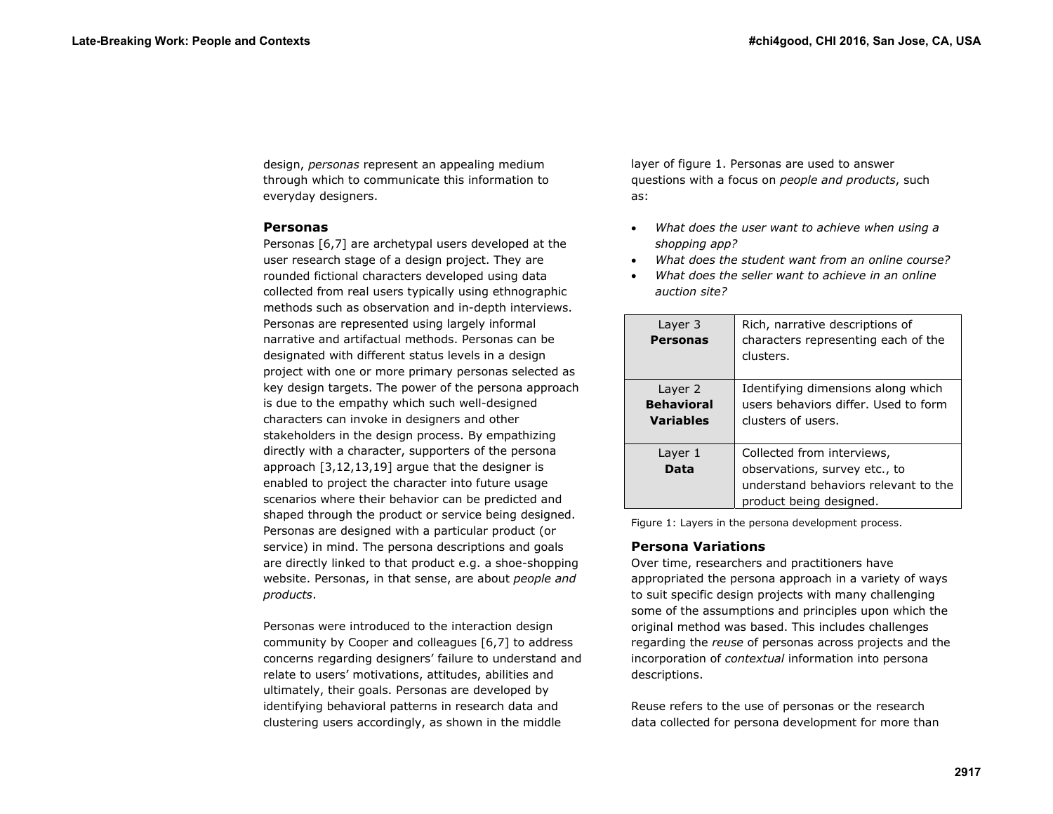design, *personas* represent an appealing medium through which to communicate this information to everyday designers.

### Personas

Personas [6,7] are archetypal users developed at the user research stage of a design project. They are rounded fictional characters developed using data collected from real users typically using ethnographic methods such as observation and in-depth interviews. Personas are represented using largely informal narrative and artifactual methods. Personas can be designated with different status levels in a design project with one or more primary personas selected as key design targets. The power of the persona approach is due to the empathy which such well-designed characters can invoke in designers and other stakeholders in the design process. By empathizing directly with a character, supporters of the persona approach [3,12,13,19] argue that the designer is enabled to project the character into future usage scenarios where their behavior can be predicted and shaped through the product or service being designed. Personas are designed with a particular product (or service) in mind. The persona descriptions and goals are directly linked to that product e.g. a shoe-shopping website. Personas, in that sense, are about *people and products*.

Personas were introduced to the interaction design community by Cooper and colleagues [6,7] to address concerns regarding designers' failure to understand and relate to users' motivations, attitudes, abilities and ultimately, their goals. Personas are developed by identifying behavioral patterns in research data and clustering users accordingly, as shown in the middle layer of figure 1. Personas are used to answer questions with a focus on *people and products*, such as:

- *What does the user want to achieve when using a shopping app?*
- *What does the student want from an online course?*
- *What does the seller want to achieve in an online auction site?*

| | |
|---|---|
| Layer 3 **Personas** | Rich, narrative descriptions of characters representing each of the clusters. |
| Layer 2 **Behavioral Variables** | Identifying dimensions along which users behaviors differ. Used to form clusters of users. |
| Layer 1 **Data** | Collected from interviews, observations, survey etc., to understand behaviors relevant to the product being designed. |

Figure 1: Layers in the persona development process.

### Persona Variations

Over time, researchers and practitioners have appropriated the persona approach in a variety of ways to suit specific design projects with many challenging some of the assumptions and principles upon which the original method was based. This includes challenges regarding the *reuse* of personas across projects and the incorporation of *contextual* information into persona descriptions.

Reuse refers to the use of personas or the research data collected for persona development for more than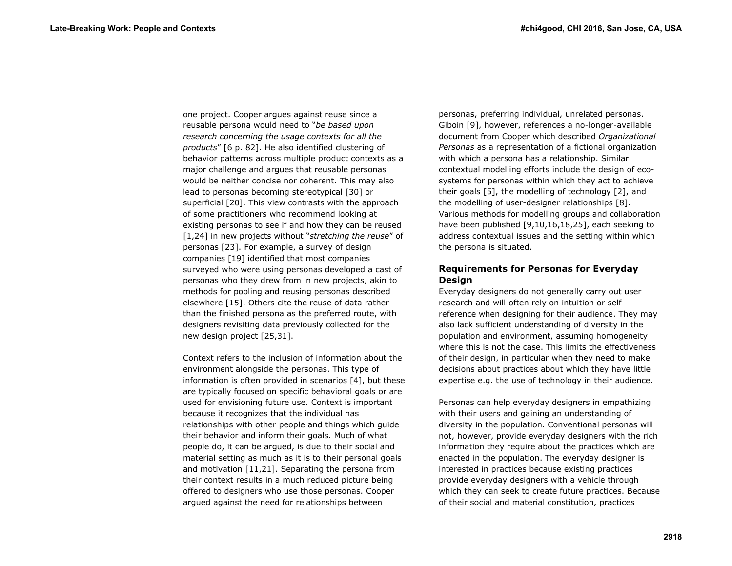one project. Cooper argues against reuse since a reusable persona would need to "*be based upon research concerning the usage contexts for all the products*" [6 p. 82]. He also identified clustering of behavior patterns across multiple product contexts as a major challenge and argues that reusable personas would be neither concise nor coherent. This may also lead to personas becoming stereotypical [30] or superficial [20]. This view contrasts with the approach of some practitioners who recommend looking at existing personas to see if and how they can be reused [1,24] in new projects without "*stretching the reuse*" of personas [23]. For example, a survey of design companies [19] identified that most companies surveyed who were using personas developed a cast of personas who they drew from in new projects, akin to methods for pooling and reusing personas described elsewhere [15]. Others cite the reuse of data rather than the finished persona as the preferred route, with designers revisiting data previously collected for the new design project [25,31].

Context refers to the inclusion of information about the environment alongside the personas. This type of information is often provided in scenarios [4], but these are typically focused on specific behavioral goals or are used for envisioning future use. Context is important because it recognizes that the individual has relationships with other people and things which guide their behavior and inform their goals. Much of what people do, it can be argued, is due to their social and material setting as much as it is to their personal goals and motivation [11,21]. Separating the persona from their context results in a much reduced picture being offered to designers who use those personas. Cooper argued against the need for relationships between personas, preferring individual, unrelated personas. Giboin [9], however, references a no-longer-available document from Cooper which described *Organizational Personas* as a representation of a fictional organization with which a persona has a relationship. Similar contextual modelling efforts include the design of eco-systems for personas within which they act to achieve their goals [5], the modelling of technology [2], and the modelling of user-designer relationships [8]. Various methods for modelling groups and collaboration have been published [9,10,16,18,25], each seeking to address contextual issues and the setting within which the persona is situated.

## Requirements for Personas for Everyday Design

Everyday designers do not generally carry out user research and will often rely on intuition or self-reference when designing for their audience. They may also lack sufficient understanding of diversity in the population and environment, assuming homogeneity where this is not the case. This limits the effectiveness of their design, in particular when they need to make decisions about practices about which they have little expertise e.g. the use of technology in their audience.

Personas can help everyday designers in empathizing with their users and gaining an understanding of diversity in the population. Conventional personas will not, however, provide everyday designers with the rich information they require about the practices which are enacted in the population. The everyday designer is interested in practices because existing practices provide everyday designers with a vehicle through which they can seek to create future practices. Because of their social and material constitution, practices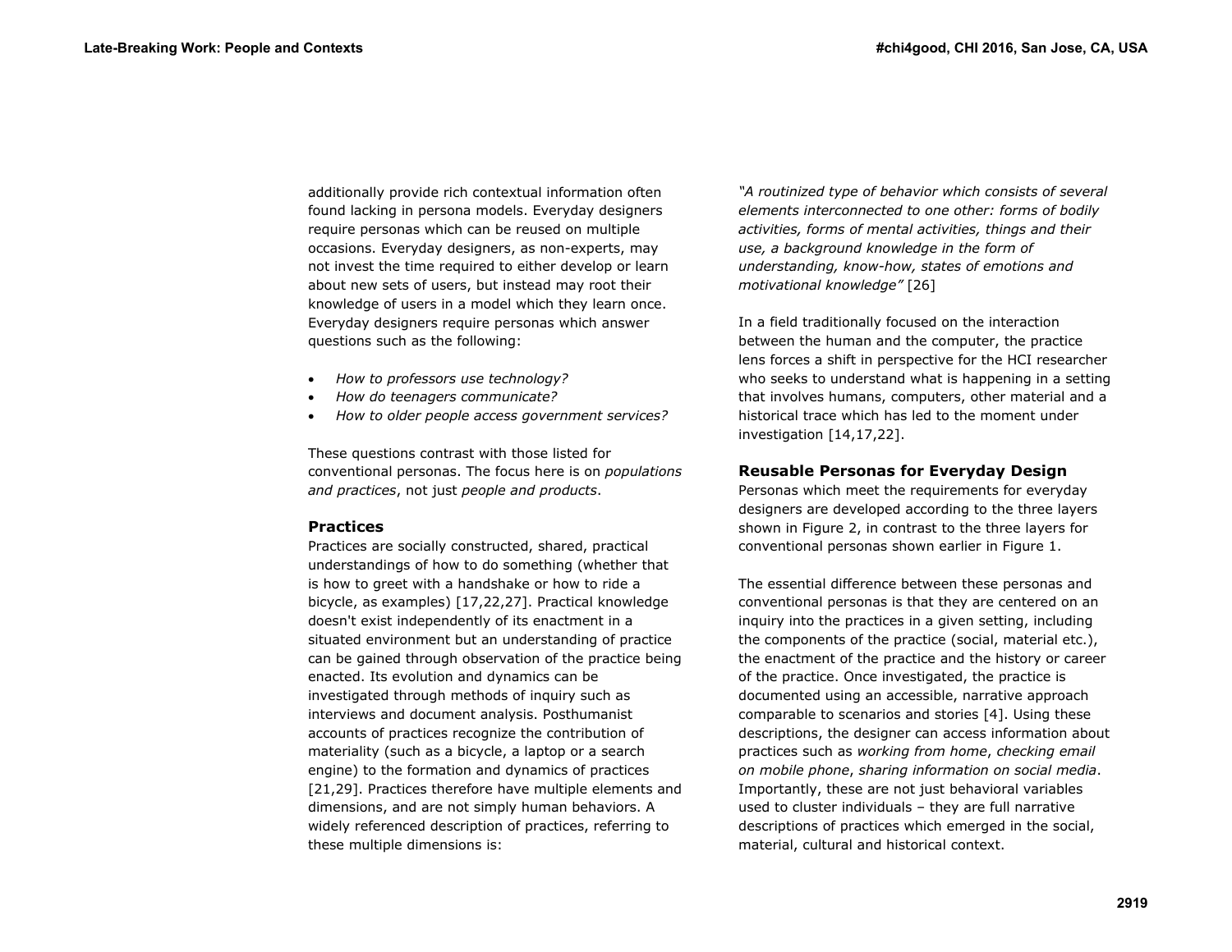additionally provide rich contextual information often found lacking in persona models. Everyday designers require personas which can be reused on multiple occasions. Everyday designers, as non-experts, may not invest the time required to either develop or learn about new sets of users, but instead may root their knowledge of users in a model which they learn once. Everyday designers require personas which answer questions such as the following:

- *How to professors use technology?*
- *How do teenagers communicate?*
- *How to older people access government services?*

These questions contrast with those listed for conventional personas. The focus here is on *populations and practices*, not just *people and products*.

### Practices

Practices are socially constructed, shared, practical understandings of how to do something (whether that is how to greet with a handshake or how to ride a bicycle, as examples) [17,22,27]. Practical knowledge doesn't exist independently of its enactment in a situated environment but an understanding of practice can be gained through observation of the practice being enacted. Its evolution and dynamics can be investigated through methods of inquiry such as interviews and document analysis. Posthumanist accounts of practices recognize the contribution of materiality (such as a bicycle, a laptop or a search engine) to the formation and dynamics of practices [21,29]. Practices therefore have multiple elements and dimensions, and are not simply human behaviors. A widely referenced description of practices, referring to these multiple dimensions is:

*"A routinized type of behavior which consists of several elements interconnected to one other: forms of bodily activities, forms of mental activities, things and their use, a background knowledge in the form of understanding, know-how, states of emotions and motivational knowledge"* [26]

In a field traditionally focused on the interaction between the human and the computer, the practice lens forces a shift in perspective for the HCI researcher who seeks to understand what is happening in a setting that involves humans, computers, other material and a historical trace which has led to the moment under investigation [14,17,22].

### Reusable Personas for Everyday Design

Personas which meet the requirements for everyday designers are developed according to the three layers shown in Figure 2, in contrast to the three layers for conventional personas shown earlier in Figure 1.

The essential difference between these personas and conventional personas is that they are centered on an inquiry into the practices in a given setting, including the components of the practice (social, material etc.), the enactment of the practice and the history or career of the practice. Once investigated, the practice is documented using an accessible, narrative approach comparable to scenarios and stories [4]. Using these descriptions, the designer can access information about practices such as *working from home*, *checking email on mobile phone*, *sharing information on social media*. Importantly, these are not just behavioral variables used to cluster individuals – they are full narrative descriptions of practices which emerged in the social, material, cultural and historical context.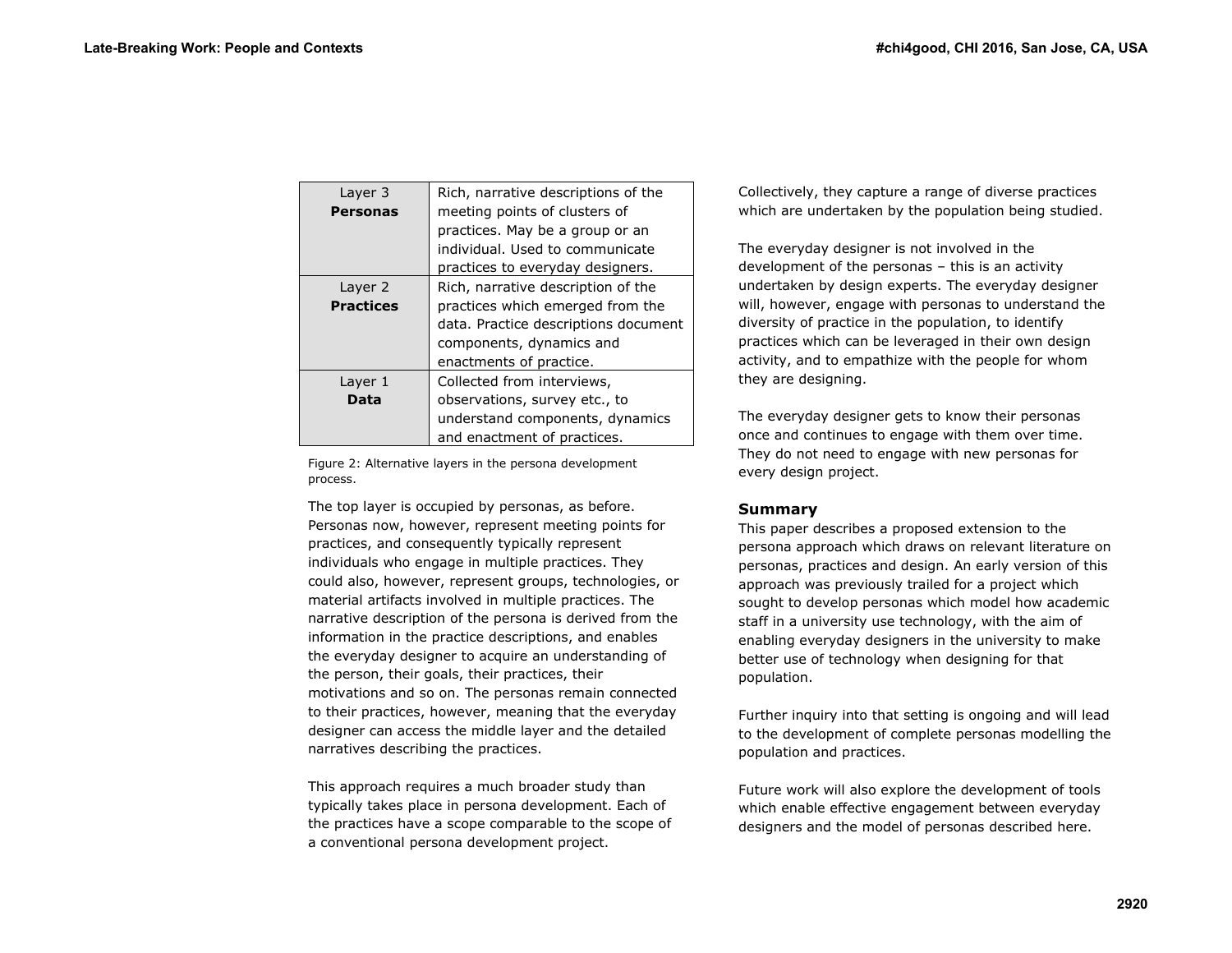| | |
|---|---|
| Layer 3 **Personas** | Rich, narrative descriptions of the meeting points of clusters of practices. May be a group or an individual. Used to communicate practices to everyday designers. |
| Layer 2 **Practices** | Rich, narrative description of the practices which emerged from the data. Practice descriptions document components, dynamics and enactments of practice. |
| Layer 1 **Data** | Collected from interviews, observations, survey etc., to understand components, dynamics and enactment of practices. |

Figure 2: Alternative layers in the persona development process.

The top layer is occupied by personas, as before. Personas now, however, represent meeting points for practices, and consequently typically represent individuals who engage in multiple practices. They could also, however, represent groups, technologies, or material artifacts involved in multiple practices. The narrative description of the persona is derived from the information in the practice descriptions, and enables the everyday designer to acquire an understanding of the person, their goals, their practices, their motivations and so on. The personas remain connected to their practices, however, meaning that the everyday designer can access the middle layer and the detailed narratives describing the practices.

This approach requires a much broader study than typically takes place in persona development. Each of the practices have a scope comparable to the scope of a conventional persona development project. Collectively, they capture a range of diverse practices which are undertaken by the population being studied.

The everyday designer is not involved in the development of the personas – this is an activity undertaken by design experts. The everyday designer will, however, engage with personas to understand the diversity of practice in the population, to identify practices which can be leveraged in their own design activity, and to empathize with the people for whom they are designing.

The everyday designer gets to know their personas once and continues to engage with them over time. They do not need to engage with new personas for every design project.

## Summary

This paper describes a proposed extension to the persona approach which draws on relevant literature on personas, practices and design. An early version of this approach was previously trailed for a project which sought to develop personas which model how academic staff in a university use technology, with the aim of enabling everyday designers in the university to make better use of technology when designing for that population.

Further inquiry into that setting is ongoing and will lead to the development of complete personas modelling the population and practices.

Future work will also explore the development of tools which enable effective engagement between everyday designers and the model of personas described here.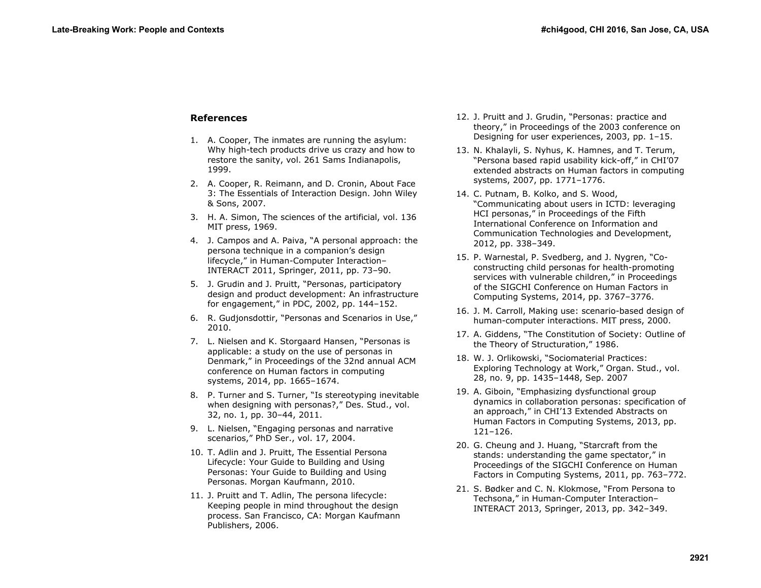## References

1. A. Cooper, The inmates are running the asylum: Why high-tech products drive us crazy and how to restore the sanity, vol. 261 Sams Indianapolis, 1999.
2. A. Cooper, R. Reimann, and D. Cronin, About Face 3: The Essentials of Interaction Design. John Wiley & Sons, 2007.
3. H. A. Simon, The sciences of the artificial, vol. 136 MIT press, 1969.
4. J. Campos and A. Paiva, "A personal approach: the persona technique in a companion's design lifecycle," in Human-Computer Interaction–INTERACT 2011, Springer, 2011, pp. 73–90.
5. J. Grudin and J. Pruitt, "Personas, participatory design and product development: An infrastructure for engagement," in PDC, 2002, pp. 144–152.
6. R. Gudjonsdottir, "Personas and Scenarios in Use," 2010.
7. L. Nielsen and K. Storgaard Hansen, "Personas is applicable: a study on the use of personas in Denmark," in Proceedings of the 32nd annual ACM conference on Human factors in computing systems, 2014, pp. 1665–1674.
8. P. Turner and S. Turner, "Is stereotyping inevitable when designing with personas?," Des. Stud., vol. 32, no. 1, pp. 30–44, 2011.
9. L. Nielsen, "Engaging personas and narrative scenarios," PhD Ser., vol. 17, 2004.
10. T. Adlin and J. Pruitt, The Essential Persona Lifecycle: Your Guide to Building and Using Personas: Your Guide to Building and Using Personas. Morgan Kaufmann, 2010.
11. J. Pruitt and T. Adlin, The persona lifecycle: Keeping people in mind throughout the design process. San Francisco, CA: Morgan Kaufmann Publishers, 2006.
12. J. Pruitt and J. Grudin, "Personas: practice and theory," in Proceedings of the 2003 conference on Designing for user experiences, 2003, pp. 1–15.
13. N. Khalayli, S. Nyhus, K. Hamnes, and T. Terum, "Persona based rapid usability kick-off," in CHI'07 extended abstracts on Human factors in computing systems, 2007, pp. 1771–1776.
14. C. Putnam, B. Kolko, and S. Wood, "Communicating about users in ICTD: leveraging HCI personas," in Proceedings of the Fifth International Conference on Information and Communication Technologies and Development, 2012, pp. 338–349.
15. P. Warnestal, P. Svedberg, and J. Nygren, "Co-constructing child personas for health-promoting services with vulnerable children," in Proceedings of the SIGCHI Conference on Human Factors in Computing Systems, 2014, pp. 3767–3776.
16. J. M. Carroll, Making use: scenario-based design of human-computer interactions. MIT press, 2000.
17. A. Giddens, "The Constitution of Society: Outline of the Theory of Structuration," 1986.
18. W. J. Orlikowski, "Sociomaterial Practices: Exploring Technology at Work," Organ. Stud., vol. 28, no. 9, pp. 1435–1448, Sep. 2007
19. A. Giboin, "Emphasizing dysfunctional group dynamics in collaboration personas: specification of an approach," in CHI'13 Extended Abstracts on Human Factors in Computing Systems, 2013, pp. 121–126.
20. G. Cheung and J. Huang, "Starcraft from the stands: understanding the game spectator," in Proceedings of the SIGCHI Conference on Human Factors in Computing Systems, 2011, pp. 763–772.
21. S. Bødker and C. N. Klokmose, "From Persona to Techsona," in Human-Computer Interaction–INTERACT 2013, Springer, 2013, pp. 342–349.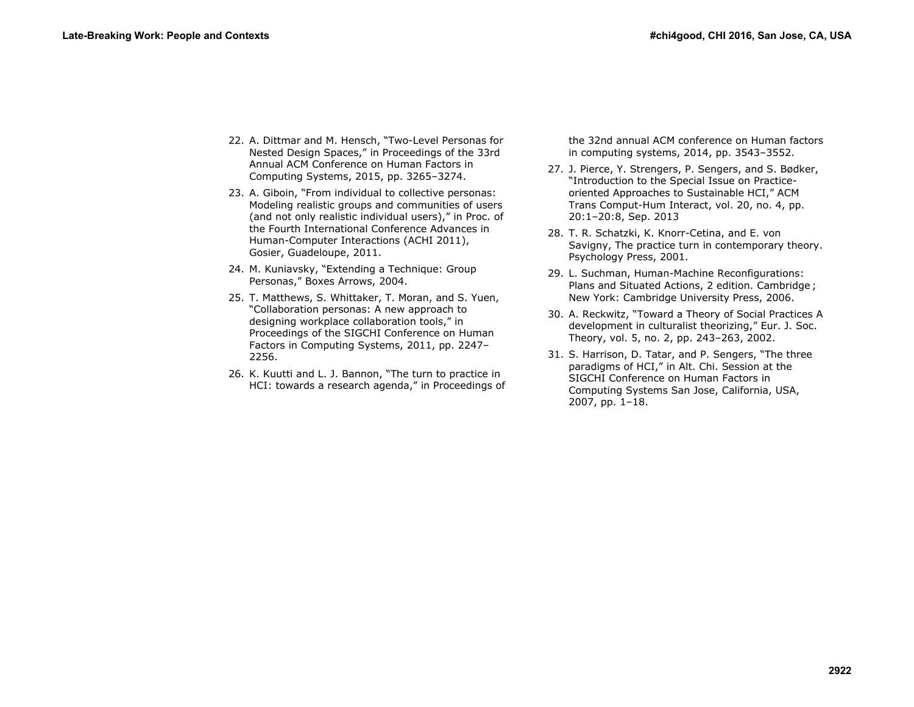22. A. Dittmar and M. Hensch, "Two-Level Personas for Nested Design Spaces," in Proceedings of the 33rd Annual ACM Conference on Human Factors in Computing Systems, 2015, pp. 3265–3274.
23. A. Giboin, "From individual to collective personas: Modeling realistic groups and communities of users (and not only realistic individual users)," in Proc. of the Fourth International Conference Advances in Human-Computer Interactions (ACHI 2011), Gosier, Guadeloupe, 2011.
24. M. Kuniavsky, "Extending a Technique: Group Personas," Boxes Arrows, 2004.
25. T. Matthews, S. Whittaker, T. Moran, and S. Yuen, "Collaboration personas: A new approach to designing workplace collaboration tools," in Proceedings of the SIGCHI Conference on Human Factors in Computing Systems, 2011, pp. 2247–2256.
26. K. Kuutti and L. J. Bannon, "The turn to practice in HCI: towards a research agenda," in Proceedings of the 32nd annual ACM conference on Human factors in computing systems, 2014, pp. 3543–3552.
27. J. Pierce, Y. Strengers, P. Sengers, and S. Bødker, "Introduction to the Special Issue on Practice-oriented Approaches to Sustainable HCI," ACM Trans Comput-Hum Interact, vol. 20, no. 4, pp. 20:1–20:8, Sep. 2013
28. T. R. Schatzki, K. Knorr-Cetina, and E. von Savigny, The practice turn in contemporary theory. Psychology Press, 2001.
29. L. Suchman, Human-Machine Reconfigurations: Plans and Situated Actions, 2 edition. Cambridge ; New York: Cambridge University Press, 2006.
30. A. Reckwitz, "Toward a Theory of Social Practices A development in culturalist theorizing," Eur. J. Soc. Theory, vol. 5, no. 2, pp. 243–263, 2002.
31. S. Harrison, D. Tatar, and P. Sengers, "The three paradigms of HCI," in Alt. Chi. Session at the SIGCHI Conference on Human Factors in Computing Systems San Jose, California, USA, 2007, pp. 1–18.